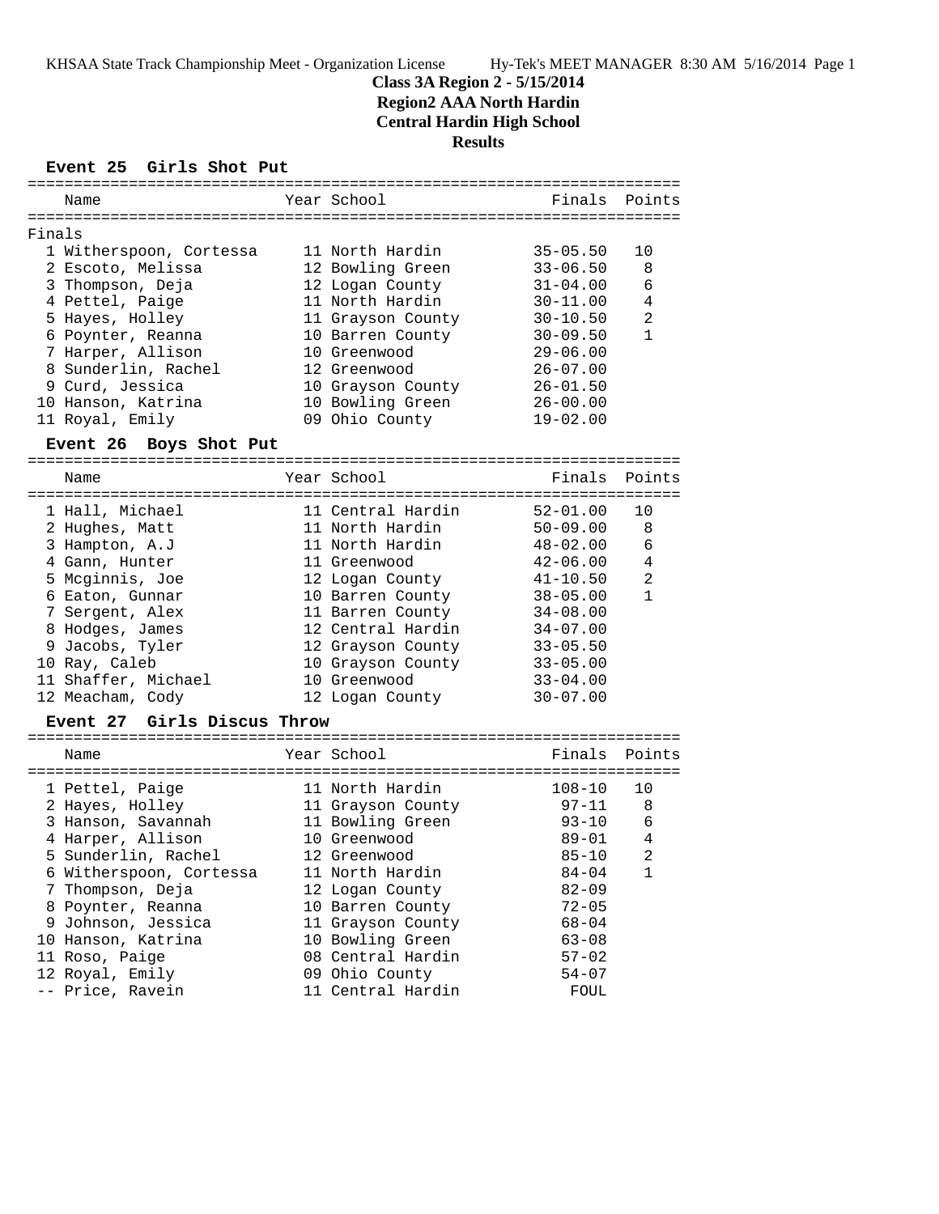KHSAA State Track Championship Meet - Organization License Hy-Tek's MEET MANAGER 8:30 AM 5/16/2014 Page 1

# Class 3A Region 2 - 5/15/2014
## Region2 AAA North Hardin
## Central Hardin High School
## Results

### Event 25 Girls Shot Put

Finals

| Place | Name | Year | School | Finals | Points |
|---|---|---|---|---|---|
| 1 | Witherspoon, Cortessa | 11 | North Hardin | 35-05.50 | 10 |
| 2 | Escoto, Melissa | 12 | Bowling Green | 33-06.50 | 8 |
| 3 | Thompson, Deja | 12 | Logan County | 31-04.00 | 6 |
| 4 | Pettel, Paige | 11 | North Hardin | 30-11.00 | 4 |
| 5 | Hayes, Holley | 11 | Grayson County | 30-10.50 | 2 |
| 6 | Poynter, Reanna | 10 | Barren County | 30-09.50 | 1 |
| 7 | Harper, Allison | 10 | Greenwood | 29-06.00 | |
| 8 | Sunderlin, Rachel | 12 | Greenwood | 26-07.00 | |
| 9 | Curd, Jessica | 10 | Grayson County | 26-01.50 | |
| 10 | Hanson, Katrina | 10 | Bowling Green | 26-00.00 | |
| 11 | Royal, Emily | 09 | Ohio County | 19-02.00 | |

### Event 26 Boys Shot Put

| Place | Name | Year | School | Finals | Points |
|---|---|---|---|---|---|
| 1 | Hall, Michael | 11 | Central Hardin | 52-01.00 | 10 |
| 2 | Hughes, Matt | 11 | North Hardin | 50-09.00 | 8 |
| 3 | Hampton, A.J | 11 | North Hardin | 48-02.00 | 6 |
| 4 | Gann, Hunter | 11 | Greenwood | 42-06.00 | 4 |
| 5 | Mcginnis, Joe | 12 | Logan County | 41-10.50 | 2 |
| 6 | Eaton, Gunnar | 10 | Barren County | 38-05.00 | 1 |
| 7 | Sergent, Alex | 11 | Barren County | 34-08.00 | |
| 8 | Hodges, James | 12 | Central Hardin | 34-07.00 | |
| 9 | Jacobs, Tyler | 12 | Grayson County | 33-05.50 | |
| 10 | Ray, Caleb | 10 | Grayson County | 33-05.00 | |
| 11 | Shaffer, Michael | 10 | Greenwood | 33-04.00 | |
| 12 | Meacham, Cody | 12 | Logan County | 30-07.00 | |

### Event 27 Girls Discus Throw

| Place | Name | Year | School | Finals | Points |
|---|---|---|---|---|---|
| 1 | Pettel, Paige | 11 | North Hardin | 108-10 | 10 |
| 2 | Hayes, Holley | 11 | Grayson County | 97-11 | 8 |
| 3 | Hanson, Savannah | 11 | Bowling Green | 93-10 | 6 |
| 4 | Harper, Allison | 10 | Greenwood | 89-01 | 4 |
| 5 | Sunderlin, Rachel | 12 | Greenwood | 85-10 | 2 |
| 6 | Witherspoon, Cortessa | 11 | North Hardin | 84-04 | 1 |
| 7 | Thompson, Deja | 12 | Logan County | 82-09 | |
| 8 | Poynter, Reanna | 10 | Barren County | 72-05 | |
| 9 | Johnson, Jessica | 11 | Grayson County | 68-04 | |
| 10 | Hanson, Katrina | 10 | Bowling Green | 63-08 | |
| 11 | Roso, Paige | 08 | Central Hardin | 57-02 | |
| 12 | Royal, Emily | 09 | Ohio County | 54-07 | |
| -- | Price, Ravein | 11 | Central Hardin | FOUL | |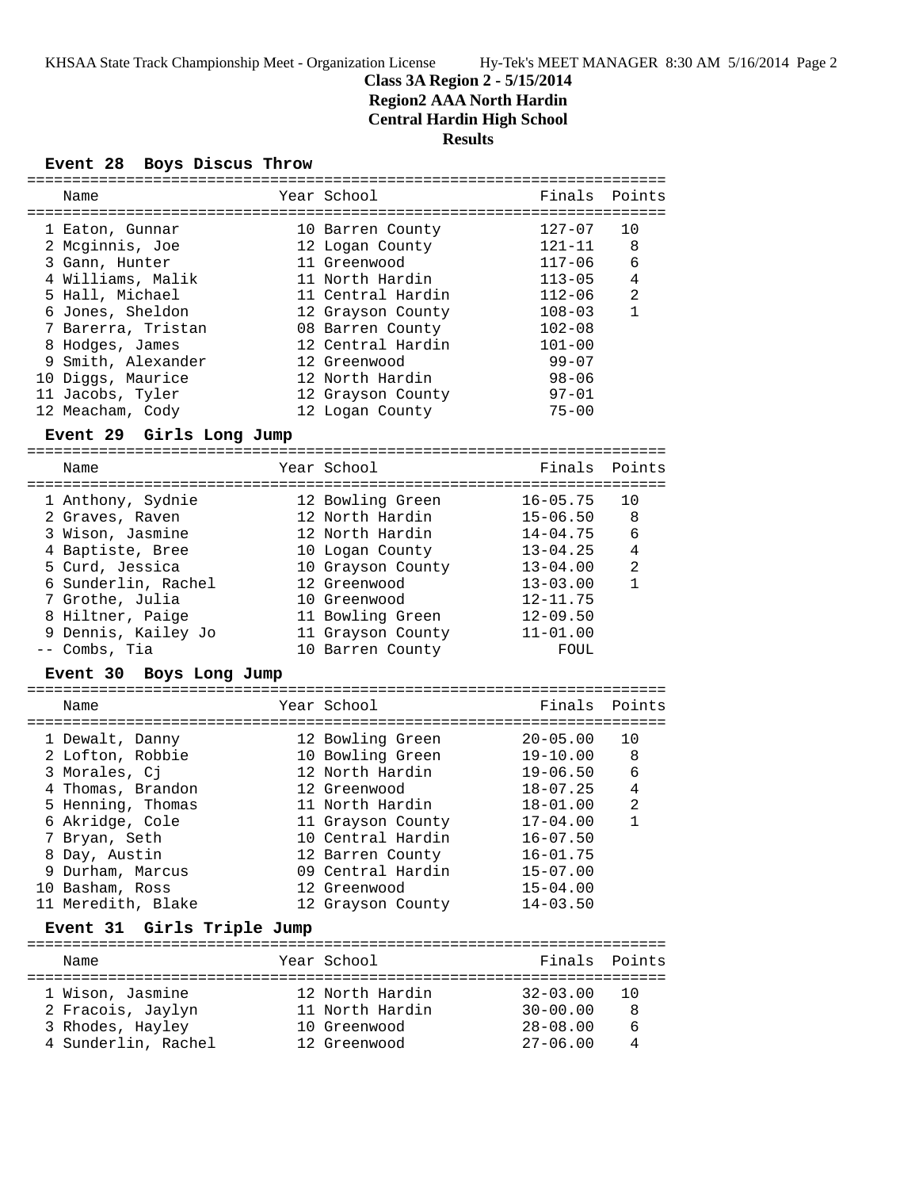**Class 3A Region 2 - 5/15/2014**
**Region2 AAA North Hardin**
**Central Hardin High School**
**Results**

### Event 28 Boys Discus Throw

| | Name | Year | School | Finals | Points |
|---|---|---|---|---|---|
| 1 | Eaton, Gunnar | 10 | Barren County | 127-07 | 10 |
| 2 | Mcginnis, Joe | 12 | Logan County | 121-11 | 8 |
| 3 | Gann, Hunter | 11 | Greenwood | 117-06 | 6 |
| 4 | Williams, Malik | 11 | North Hardin | 113-05 | 4 |
| 5 | Hall, Michael | 11 | Central Hardin | 112-06 | 2 |
| 6 | Jones, Sheldon | 12 | Grayson County | 108-03 | 1 |
| 7 | Barerra, Tristan | 08 | Barren County | 102-08 | |
| 8 | Hodges, James | 12 | Central Hardin | 101-00 | |
| 9 | Smith, Alexander | 12 | Greenwood | 99-07 | |
| 10 | Diggs, Maurice | 12 | North Hardin | 98-06 | |
| 11 | Jacobs, Tyler | 12 | Grayson County | 97-01 | |
| 12 | Meacham, Cody | 12 | Logan County | 75-00 | |

### Event 29 Girls Long Jump

| | Name | Year | School | Finals | Points |
|---|---|---|---|---|---|
| 1 | Anthony, Sydnie | 12 | Bowling Green | 16-05.75 | 10 |
| 2 | Graves, Raven | 12 | North Hardin | 15-06.50 | 8 |
| 3 | Wison, Jasmine | 12 | North Hardin | 14-04.75 | 6 |
| 4 | Baptiste, Bree | 10 | Logan County | 13-04.25 | 4 |
| 5 | Curd, Jessica | 10 | Grayson County | 13-04.00 | 2 |
| 6 | Sunderlin, Rachel | 12 | Greenwood | 13-03.00 | 1 |
| 7 | Grothe, Julia | 10 | Greenwood | 12-11.75 | |
| 8 | Hiltner, Paige | 11 | Bowling Green | 12-09.50 | |
| 9 | Dennis, Kailey Jo | 11 | Grayson County | 11-01.00 | |
| -- | Combs, Tia | 10 | Barren County | FOUL | |

### Event 30 Boys Long Jump

| | Name | Year | School | Finals | Points |
|---|---|---|---|---|---|
| 1 | Dewalt, Danny | 12 | Bowling Green | 20-05.00 | 10 |
| 2 | Lofton, Robbie | 10 | Bowling Green | 19-10.00 | 8 |
| 3 | Morales, Cj | 12 | North Hardin | 19-06.50 | 6 |
| 4 | Thomas, Brandon | 12 | Greenwood | 18-07.25 | 4 |
| 5 | Henning, Thomas | 11 | North Hardin | 18-01.00 | 2 |
| 6 | Akridge, Cole | 11 | Grayson County | 17-04.00 | 1 |
| 7 | Bryan, Seth | 10 | Central Hardin | 16-07.50 | |
| 8 | Day, Austin | 12 | Barren County | 16-01.75 | |
| 9 | Durham, Marcus | 09 | Central Hardin | 15-07.00 | |
| 10 | Basham, Ross | 12 | Greenwood | 15-04.00 | |
| 11 | Meredith, Blake | 12 | Grayson County | 14-03.50 | |

### Event 31 Girls Triple Jump

| | Name | Year | School | Finals | Points |
|---|---|---|---|---|---|
| 1 | Wison, Jasmine | 12 | North Hardin | 32-03.00 | 10 |
| 2 | Fracois, Jaylyn | 11 | North Hardin | 30-00.00 | 8 |
| 3 | Rhodes, Hayley | 10 | Greenwood | 28-08.00 | 6 |
| 4 | Sunderlin, Rachel | 12 | Greenwood | 27-06.00 | 4 |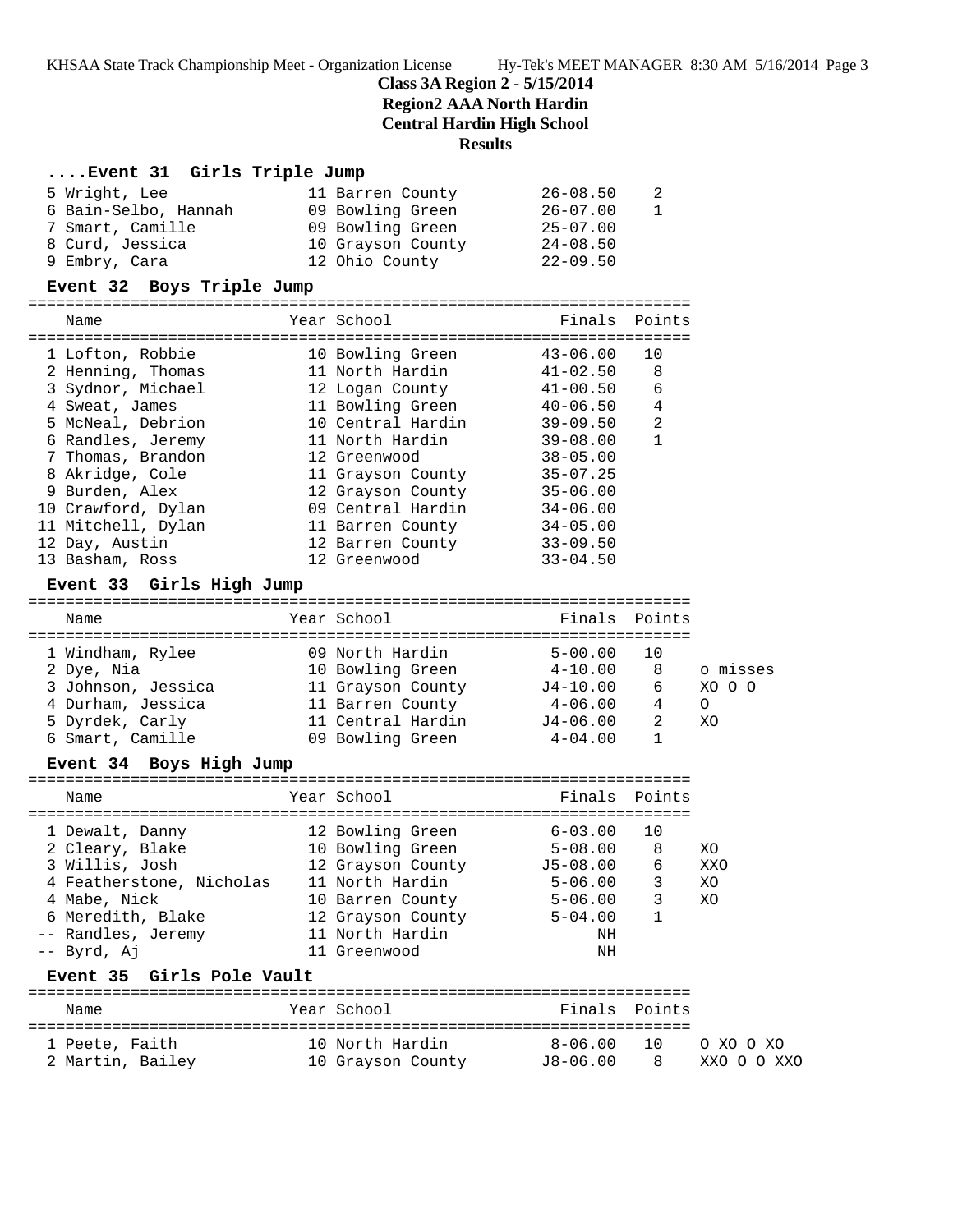**Class 3A Region 2 - 5/15/2014**
**Region2 AAA North Hardin**
**Central Hardin High School**
**Results**

### ....Event 31 Girls Triple Jump

| Place | Name | Year | School | Finals | Points |
|---|---|---|---|---|---|
| 5 | Wright, Lee | 11 | Barren County | 26-08.50 | 2 |
| 6 | Bain-Selbo, Hannah | 09 | Bowling Green | 26-07.00 | 1 |
| 7 | Smart, Camille | 09 | Bowling Green | 25-07.00 | |
| 8 | Curd, Jessica | 10 | Grayson County | 24-08.50 | |
| 9 | Embry, Cara | 12 | Ohio County | 22-09.50 | |

### Event 32 Boys Triple Jump

| Place | Name | Year | School | Finals | Points |
|---|---|---|---|---|---|
| 1 | Lofton, Robbie | 10 | Bowling Green | 43-06.00 | 10 |
| 2 | Henning, Thomas | 11 | North Hardin | 41-02.50 | 8 |
| 3 | Sydnor, Michael | 12 | Logan County | 41-00.50 | 6 |
| 4 | Sweat, James | 11 | Bowling Green | 40-06.50 | 4 |
| 5 | McNeal, Debrion | 10 | Central Hardin | 39-09.50 | 2 |
| 6 | Randles, Jeremy | 11 | North Hardin | 39-08.00 | 1 |
| 7 | Thomas, Brandon | 12 | Greenwood | 38-05.00 | |
| 8 | Akridge, Cole | 11 | Grayson County | 35-07.25 | |
| 9 | Burden, Alex | 12 | Grayson County | 35-06.00 | |
| 10 | Crawford, Dylan | 09 | Central Hardin | 34-06.00 | |
| 11 | Mitchell, Dylan | 11 | Barren County | 34-05.00 | |
| 12 | Day, Austin | 12 | Barren County | 33-09.50 | |
| 13 | Basham, Ross | 12 | Greenwood | 33-04.50 | |

### Event 33 Girls High Jump

| Place | Name | Year | School | Finals | Points | |
|---|---|---|---|---|---|---|
| 1 | Windham, Rylee | 09 | North Hardin | 5-00.00 | 10 | |
| 2 | Dye, Nia | 10 | Bowling Green | 4-10.00 | 8 | o misses |
| 3 | Johnson, Jessica | 11 | Grayson County | J4-10.00 | 6 | XO O O |
| 4 | Durham, Jessica | 11 | Barren County | 4-06.00 | 4 | O |
| 5 | Dyrdek, Carly | 11 | Central Hardin | J4-06.00 | 2 | XO |
| 6 | Smart, Camille | 09 | Bowling Green | 4-04.00 | 1 | |

### Event 34 Boys High Jump

| Place | Name | Year | School | Finals | Points | |
|---|---|---|---|---|---|---|
| 1 | Dewalt, Danny | 12 | Bowling Green | 6-03.00 | 10 | |
| 2 | Cleary, Blake | 10 | Bowling Green | 5-08.00 | 8 | XO |
| 3 | Willis, Josh | 12 | Grayson County | J5-08.00 | 6 | XXO |
| 4 | Featherstone, Nicholas | 11 | North Hardin | 5-06.00 | 3 | XO |
| 4 | Mabe, Nick | 10 | Barren County | 5-06.00 | 3 | XO |
| 6 | Meredith, Blake | 12 | Grayson County | 5-04.00 | 1 | |
| -- | Randles, Jeremy | 11 | North Hardin | NH | | |
| -- | Byrd, Aj | 11 | Greenwood | NH | | |

### Event 35 Girls Pole Vault

| Place | Name | Year | School | Finals | Points | |
|---|---|---|---|---|---|---|
| 1 | Peete, Faith | 10 | North Hardin | 8-06.00 | 10 | O XO O XO |
| 2 | Martin, Bailey | 10 | Grayson County | J8-06.00 | 8 | XXO O O XXO |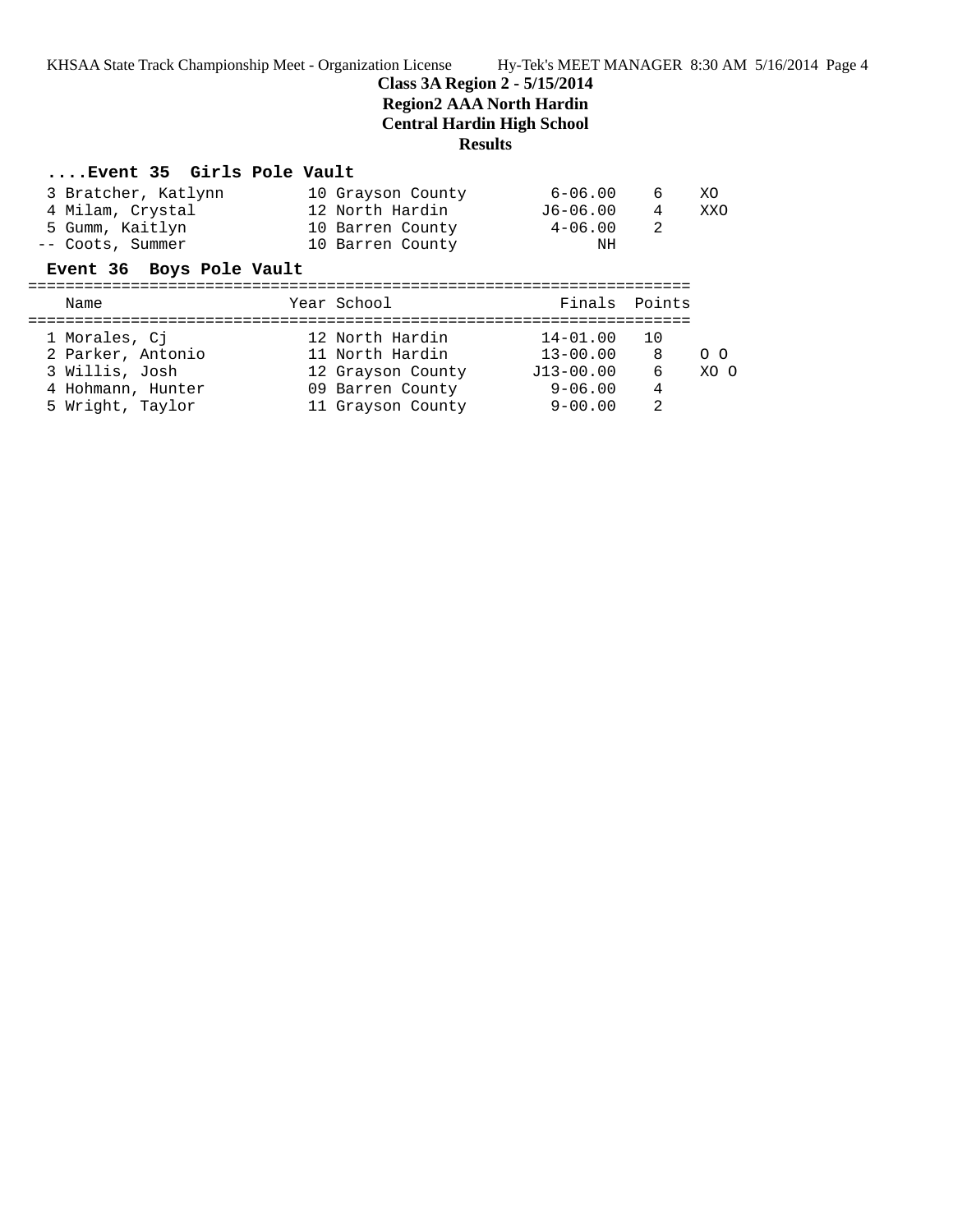# Class 3A Region 2 - 5/15/2014

## Region2 AAA North Hardin

## Central Hardin High School

## Results

### ....Event 35 Girls Pole Vault

| | | | | | |
|---|---|---|---|---|---|
| 3 | Bratcher, Katlynn | 10 Grayson County | 6-06.00 | 6 | XO |
| 4 | Milam, Crystal | 12 North Hardin | J6-06.00 | 4 | XXO |
| 5 | Gumm, Kaitlyn | 10 Barren County | 4-06.00 | 2 | |
| -- | Coots, Summer | 10 Barren County | NH | | |

### Event 36 Boys Pole Vault

| | Name | Year School | Finals | Points | |
|---|---|---|---|---|---|
| 1 | Morales, Cj | 12 North Hardin | 14-01.00 | 10 | |
| 2 | Parker, Antonio | 11 North Hardin | 13-00.00 | 8 | O O |
| 3 | Willis, Josh | 12 Grayson County | J13-00.00 | 6 | XO O |
| 4 | Hohmann, Hunter | 09 Barren County | 9-06.00 | 4 | |
| 5 | Wright, Taylor | 11 Grayson County | 9-00.00 | 2 | |